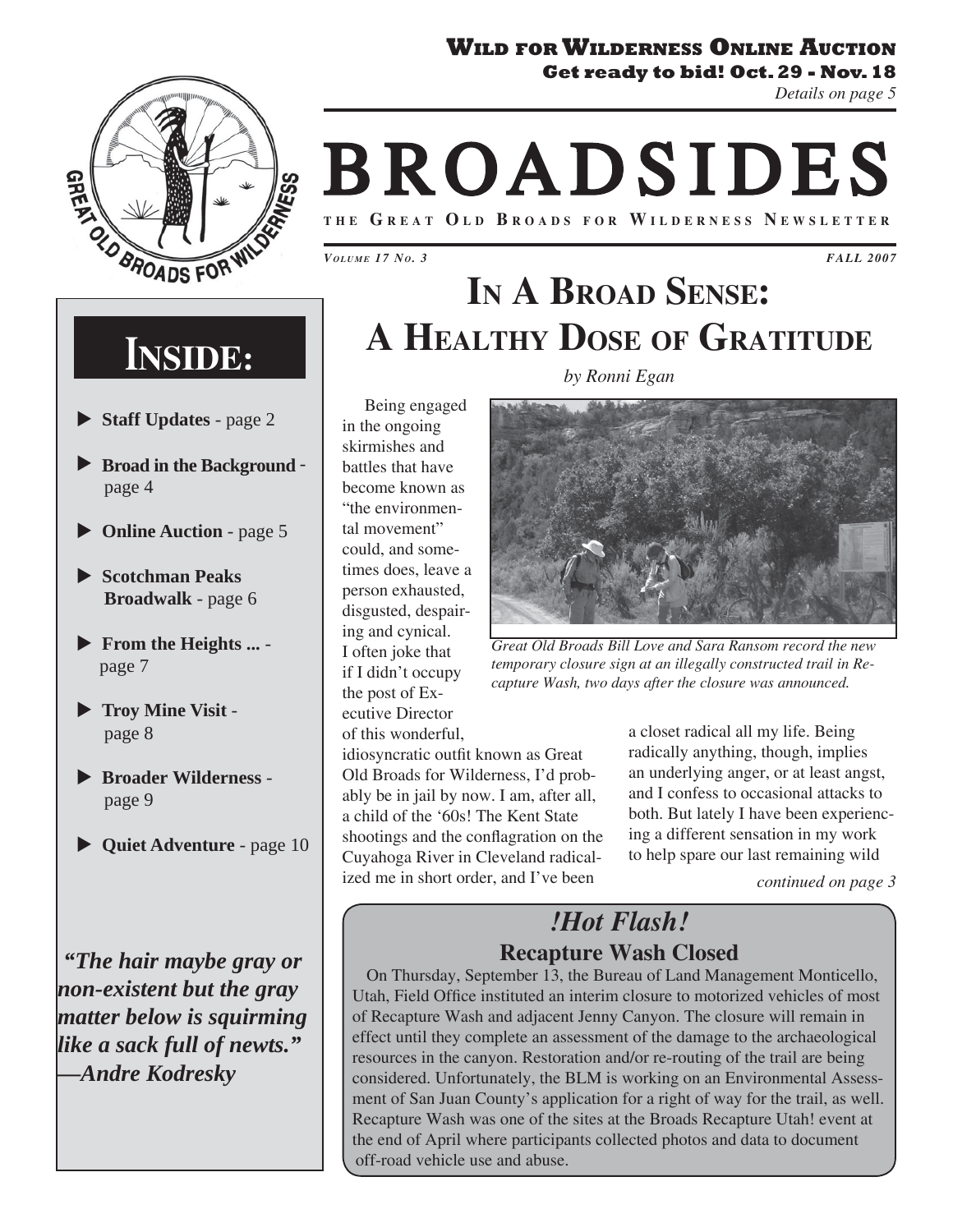**Wild for Wilderness Online Auction**

**Get ready to bid! Oct. 29 - Nov. 18**

*Details on page 5*

# BROADSIDES

**The Great Old Broads for Wilderness Newsletter**

*Volume 17 No. 3* — *Fall 2007*

## INSIDE:

- **Staff Updates** - page 2
- **Broad in the Background** - page 4
- **Online Auction** - page 5
- **Scotchman Peaks Broadwalk** - page 6
- **From the Heights ...** - page 7
- **Troy Mine Visit** - page 8
- **Broader Wilderness** - page 9
- **Quiet Adventure** - page 10

***"The hair maybe gray or non-existent but the gray matter below is squirming like a sack full of newts."* —*Andre Kodresky***

# In A Broad Sense: A Healthy Dose of Gratitude

*by Ronni Egan*

*Great Old Broads Bill Love and Sara Ransom record the new temporary closure sign at an illegally constructed trail in Recapture Wash, two days after the closure was announced.*

Being engaged in the ongoing skirmishes and battles that have become known as "the environmental movement" could, and sometimes does, leave a person exhausted, disgusted, despairing and cynical. I often joke that if I didn't occupy the post of Executive Director of this wonderful, idiosyncratic outfit known as Great Old Broads for Wilderness, I'd probably be in jail by now. I am, after all, a child of the '60s! The Kent State shootings and the conflagration on the Cuyahoga River in Cleveland radicalized me in short order, and I've been a closet radical all my life. Being radically anything, though, implies an underlying anger, or at least angst, and I confess to occasional attacks to both. But lately I have been experiencing a different sensation in my work to help spare our last remaining wild

*continued on page 3*

## *!Hot Flash!*

### Recapture Wash Closed

On Thursday, September 13, the Bureau of Land Management Monticello, Utah, Field Office instituted an interim closure to motorized vehicles of most of Recapture Wash and adjacent Jenny Canyon. The closure will remain in effect until they complete an assessment of the damage to the archaeological resources in the canyon. Restoration and/or re-routing of the trail are being considered. Unfortunately, the BLM is working on an Environmental Assessment of San Juan County's application for a right of way for the trail, as well. Recapture Wash was one of the sites at the Broads Recapture Utah! event at the end of April where participants collected photos and data to document off-road vehicle use and abuse.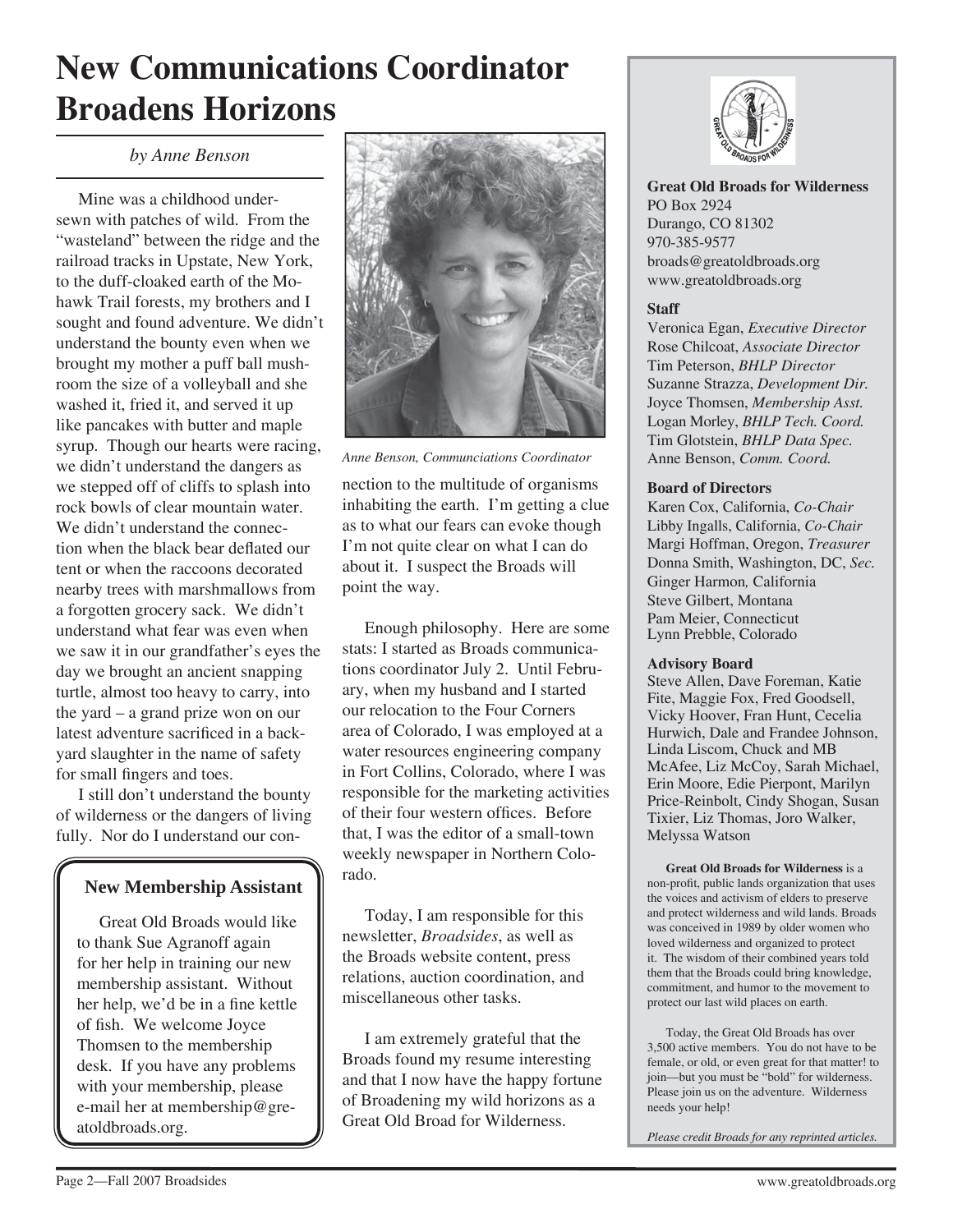# New Communications Coordinator Broadens Horizons

*by Anne Benson*

Mine was a childhood undersewn with patches of wild. From the "wasteland" between the ridge and the railroad tracks in Upstate, New York, to the duff-cloaked earth of the Mohawk Trail forests, my brothers and I sought and found adventure. We didn't understand the bounty even when we brought my mother a puff ball mushroom the size of a volleyball and she washed it, fried it, and served it up like pancakes with butter and maple syrup. Though our hearts were racing, we didn't understand the dangers as we stepped off of cliffs to splash into rock bowls of clear mountain water. We didn't understand the connection when the black bear deflated our tent or when the raccoons decorated nearby trees with marshmallows from a forgotten grocery sack. We didn't understand what fear was even when we saw it in our grandfather's eyes the day we brought an ancient snapping turtle, almost too heavy to carry, into the yard – a grand prize won on our latest adventure sacrificed in a backyard slaughter in the name of safety for small fingers and toes.

I still don't understand the bounty of wilderness or the dangers of living fully. Nor do I understand our connection to the multitude of organisms inhabiting the earth. I'm getting a clue as to what our fears can evoke though I'm not quite clear on what I can do about it. I suspect the Broads will point the way.

*Anne Benson, Communciations Coordinator*

Enough philosophy. Here are some stats: I started as Broads communications coordinator July 2. Until February, when my husband and I started our relocation to the Four Corners area of Colorado, I was employed at a water resources engineering company in Fort Collins, Colorado, where I was responsible for the marketing activities of their four western offices. Before that, I was the editor of a small-town weekly newspaper in Northern Colorado.

Today, I am responsible for this newsletter, *Broadsides*, as well as the Broads website content, press relations, auction coordination, and miscellaneous other tasks.

I am extremely grateful that the Broads found my resume interesting and that I now have the happy fortune of Broadening my wild horizons as a Great Old Broad for Wilderness.

### New Membership Assistant

Great Old Broads would like to thank Sue Agranoff again for her help in training our new membership assistant. Without her help, we'd be in a fine kettle of fish. We welcome Joyce Thomsen to the membership desk. If you have any problems with your membership, please e-mail her at membership@greatoldbroads.org.

---

**Great Old Broads for Wilderness**
PO Box 2924
Durango, CO 81302
970-385-9577
broads@greatoldbroads.org
www.greatoldbroads.org

**Staff**

Veronica Egan, *Executive Director*
Rose Chilcoat, *Associate Director*
Tim Peterson, *BHLP Director*
Suzanne Strazza, *Development Dir.*
Joyce Thomsen, *Membership Asst.*
Logan Morley, *BHLP Tech. Coord.*
Tim Glotstein, *BHLP Data Spec.*
Anne Benson, *Comm. Coord.*

**Board of Directors**

Karen Cox, California, *Co-Chair*
Libby Ingalls, California, *Co-Chair*
Margi Hoffman, Oregon, *Treasurer*
Donna Smith, Washington, DC, *Sec.*
Ginger Harmon, California
Steve Gilbert, Montana
Pam Meier, Connecticut
Lynn Prebble, Colorado

**Advisory Board**

Steve Allen, Dave Foreman, Katie Fite, Maggie Fox, Fred Goodsell, Vicky Hoover, Fran Hunt, Cecelia Hurwich, Dale and Frandee Johnson, Linda Liscom, Chuck and MB McAfee, Liz McCoy, Sarah Michael, Erin Moore, Edie Pierpont, Marilyn Price-Reinbolt, Cindy Shogan, Susan Tixier, Liz Thomas, Joro Walker, Melyssa Watson

**Great Old Broads for Wilderness** is a non-profit, public lands organization that uses the voices and activism of elders to preserve and protect wilderness and wild lands. Broads was conceived in 1989 by older women who loved wilderness and organized to protect it. The wisdom of their combined years told them that the Broads could bring knowledge, commitment, and humor to the movement to protect our last wild places on earth.

Today, the Great Old Broads has over 3,500 active members. You do not have to be female, or old, or even great for that matter! to join—but you must be "bold" for wilderness. Please join us on the adventure. Wilderness needs your help!

*Please credit Broads for any reprinted articles.*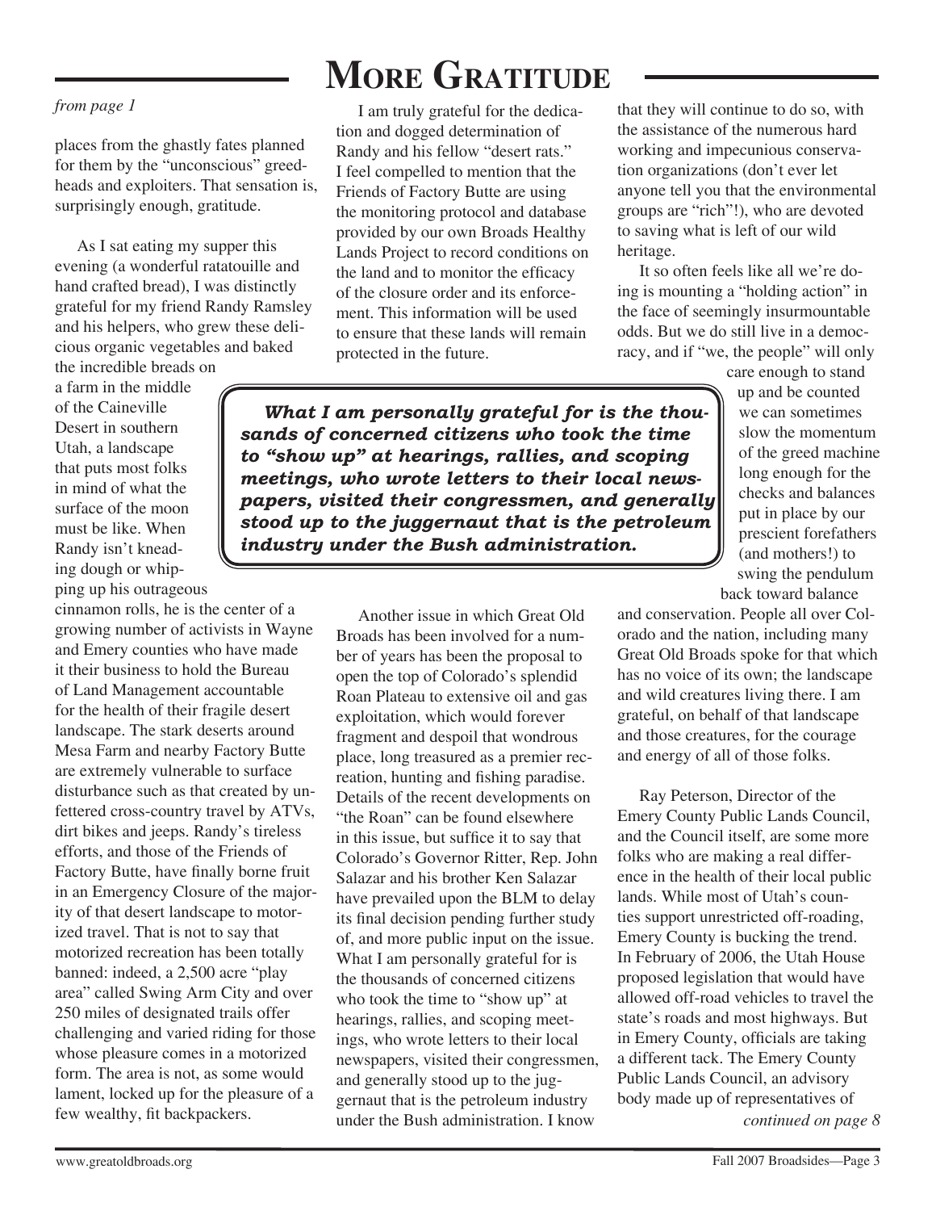# More Gratitude

*from page 1*

places from the ghastly fates planned for them by the "unconscious" greedheads and exploiters. That sensation is, surprisingly enough, gratitude.

As I sat eating my supper this evening (a wonderful ratatouille and hand crafted bread), I was distinctly grateful for my friend Randy Ramsley and his helpers, who grew these delicious organic vegetables and baked the incredible breads on a farm in the middle of the Caineville Desert in southern Utah, a landscape that puts most folks in mind of what the surface of the moon must be like. When Randy isn't kneading dough or whipping up his outrageous cinnamon rolls, he is the center of a growing number of activists in Wayne and Emery counties who have made it their business to hold the Bureau of Land Management accountable for the health of their fragile desert landscape. The stark deserts around Mesa Farm and nearby Factory Butte are extremely vulnerable to surface disturbance such as that created by unfettered cross-country travel by ATVs, dirt bikes and jeeps. Randy's tireless efforts, and those of the Friends of Factory Butte, have finally borne fruit in an Emergency Closure of the majority of that desert landscape to motorized travel. That is not to say that motorized recreation has been totally banned: indeed, a 2,500 acre "play area" called Swing Arm City and over 250 miles of designated trails offer challenging and varied riding for those whose pleasure comes in a motorized form. The area is not, as some would lament, locked up for the pleasure of a few wealthy, fit backpackers.

I am truly grateful for the dedication and dogged determination of Randy and his fellow "desert rats." I feel compelled to mention that the Friends of Factory Butte are using the monitoring protocol and database provided by our own Broads Healthy Lands Project to record conditions on the land and to monitor the efficacy of the closure order and its enforcement. This information will be used to ensure that these lands will remain protected in the future.

> ***What I am personally grateful for is the thousands of concerned citizens who took the time to "show up" at hearings, rallies, and scoping meetings, who wrote letters to their local newspapers, visited their congressmen, and generally stood up to the juggernaut that is the petroleum industry under the Bush administration.***

Another issue in which Great Old Broads has been involved for a number of years has been the proposal to open the top of Colorado's splendid Roan Plateau to extensive oil and gas exploitation, which would forever fragment and despoil that wondrous place, long treasured as a premier recreation, hunting and fishing paradise. Details of the recent developments on "the Roan" can be found elsewhere in this issue, but suffice it to say that Colorado's Governor Ritter, Rep. John Salazar and his brother Ken Salazar have prevailed upon the BLM to delay its final decision pending further study of, and more public input on the issue. What I am personally grateful for is the thousands of concerned citizens who took the time to "show up" at hearings, rallies, and scoping meetings, who wrote letters to their local newspapers, visited their congressmen, and generally stood up to the juggernaut that is the petroleum industry under the Bush administration. I know that they will continue to do so, with the assistance of the numerous hard working and impecunious conservation organizations (don't ever let anyone tell you that the environmental groups are "rich"!), who are devoted to saving what is left of our wild heritage.

It so often feels like all we're doing is mounting a "holding action" in the face of seemingly insurmountable odds. But we do still live in a democracy, and if "we, the people" will only care enough to stand up and be counted we can sometimes slow the momentum of the greed machine long enough for the checks and balances put in place by our prescient forefathers (and mothers!) to swing the pendulum back toward balance and conservation. People all over Colorado and the nation, including many Great Old Broads spoke for that which has no voice of its own; the landscape and wild creatures living there. I am grateful, on behalf of that landscape and those creatures, for the courage and energy of all of those folks.

Ray Peterson, Director of the Emery County Public Lands Council, and the Council itself, are some more folks who are making a real difference in the health of their local public lands. While most of Utah's counties support unrestricted off-roading, Emery County is bucking the trend. In February of 2006, the Utah House proposed legislation that would have allowed off-road vehicles to travel the state's roads and most highways. But in Emery County, officials are taking a different tack. The Emery County Public Lands Council, an advisory body made up of representatives of

*continued on page 8*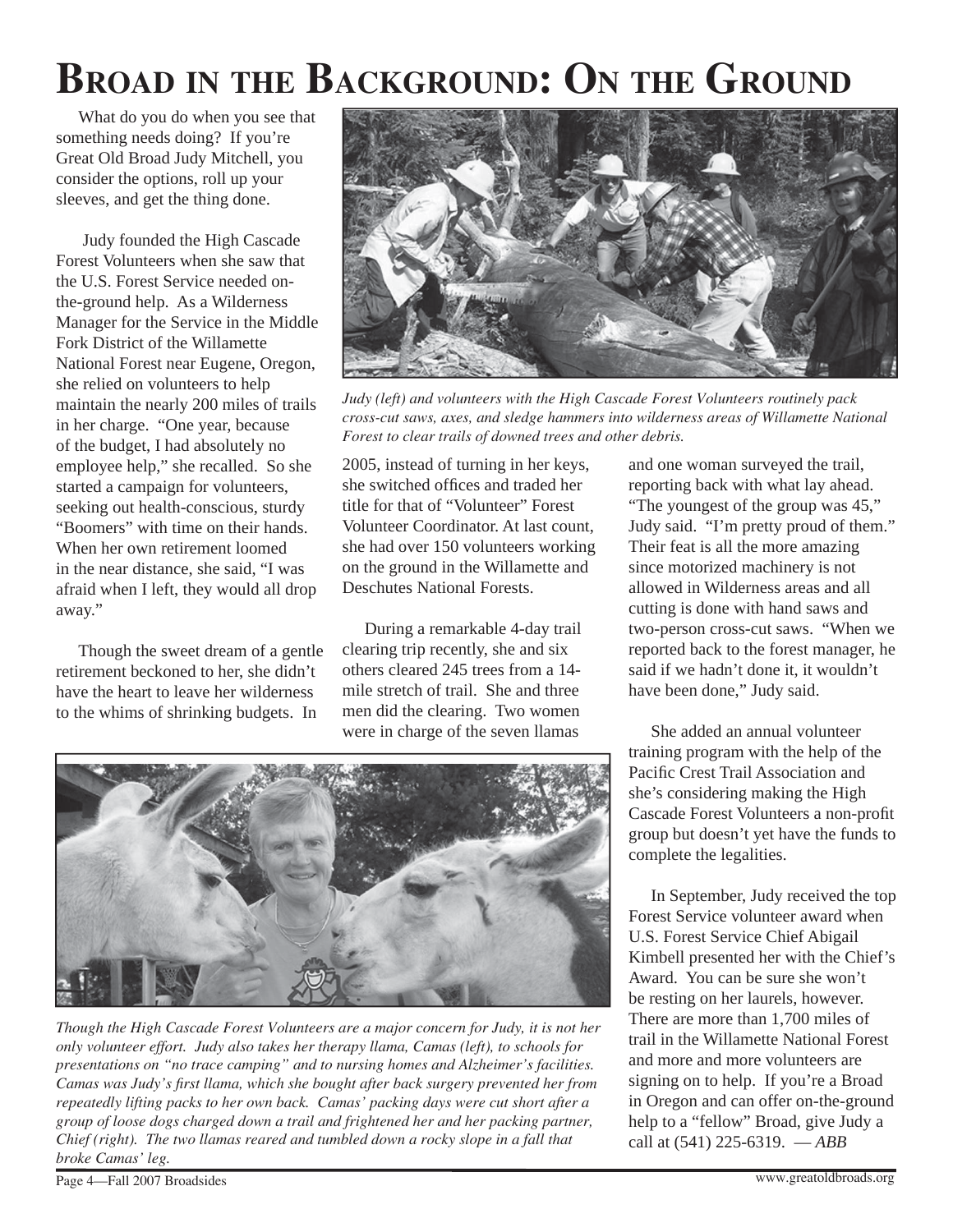# Broad in the Background: On the Ground

What do you do when you see that something needs doing? If you're Great Old Broad Judy Mitchell, you consider the options, roll up your sleeves, and get the thing done.

Judy founded the High Cascade Forest Volunteers when she saw that the U.S. Forest Service needed on-the-ground help. As a Wilderness Manager for the Service in the Middle Fork District of the Willamette National Forest near Eugene, Oregon, she relied on volunteers to help maintain the nearly 200 miles of trails in her charge. "One year, because of the budget, I had absolutely no employee help," she recalled. So she started a campaign for volunteers, seeking out health-conscious, sturdy "Boomers" with time on their hands. When her own retirement loomed in the near distance, she said, "I was afraid when I left, they would all drop away."

Though the sweet dream of a gentle retirement beckoned to her, she didn't have the heart to leave her wilderness to the whims of shrinking budgets. In 2005, instead of turning in her keys, she switched offices and traded her title for that of "Volunteer" Forest Volunteer Coordinator. At last count, she had over 150 volunteers working on the ground in the Willamette and Deschutes National Forests.

*Judy (left) and volunteers with the High Cascade Forest Volunteers routinely pack cross-cut saws, axes, and sledge hammers into wilderness areas of Willamette National Forest to clear trails of downed trees and other debris.*

During a remarkable 4-day trail clearing trip recently, she and six others cleared 245 trees from a 14-mile stretch of trail. She and three men did the clearing. Two women were in charge of the seven llamas and one woman surveyed the trail, reporting back with what lay ahead. "The youngest of the group was 45," Judy said. "I'm pretty proud of them." Their feat is all the more amazing since motorized machinery is not allowed in Wilderness areas and all cutting is done with hand saws and two-person cross-cut saws. "When we reported back to the forest manager, he said if we hadn't done it, it wouldn't have been done," Judy said.

She added an annual volunteer training program with the help of the Pacific Crest Trail Association and she's considering making the High Cascade Forest Volunteers a non-profit group but doesn't yet have the funds to complete the legalities.

In September, Judy received the top Forest Service volunteer award when U.S. Forest Service Chief Abigail Kimbell presented her with the Chief's Award. You can be sure she won't be resting on her laurels, however. There are more than 1,700 miles of trail in the Willamette National Forest and more and more volunteers are signing on to help. If you're a Broad in Oregon and can offer on-the-ground help to a "fellow" Broad, give Judy a call at (541) 225-6319. — *ABB*

*Though the High Cascade Forest Volunteers are a major concern for Judy, it is not her only volunteer effort. Judy also takes her therapy llama, Camas (left), to schools for presentations on "no trace camping" and to nursing homes and Alzheimer's facilities. Camas was Judy's first llama, which she bought after back surgery prevented her from repeatedly lifting packs to her own back. Camas' packing days were cut short after a group of loose dogs charged down a trail and frightened her and her packing partner, Chief (right). The two llamas reared and tumbled down a rocky slope in a fall that broke Camas' leg.*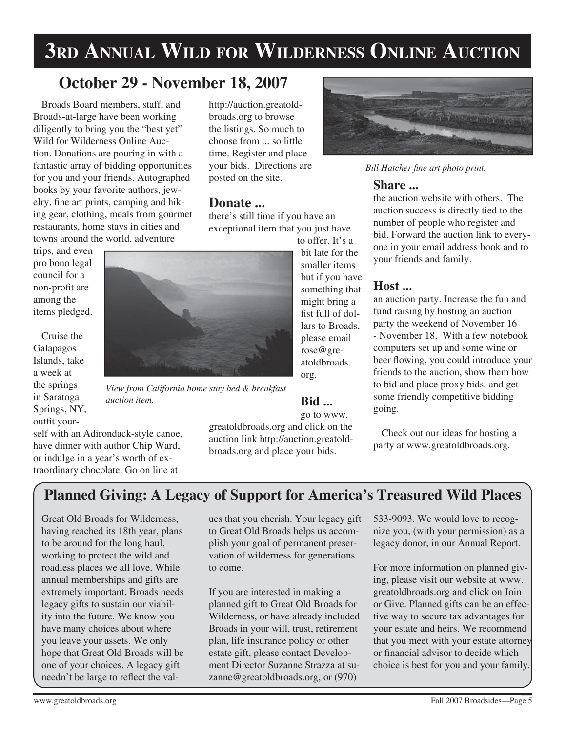# 3rd Annual Wild for Wilderness Online Auction

## October 29 - November 18, 2007

Broads Board members, staff, and Broads-at-large have been working diligently to bring you the "best yet" Wild for Wilderness Online Auction. Donations are pouring in with a fantastic array of bidding opportunities for you and your friends. Autographed books by your favorite authors, jewelry, fine art prints, camping and hiking gear, clothing, meals from gourmet restaurants, home stays in cities and towns around the world, adventure trips, and even pro bono legal council for a non-profit are among the items pledged.

Cruise the Galapagos Islands, take a week at the springs in Saratoga Springs, NY, outfit yourself with an Adirondack-style canoe, have dinner with author Chip Ward, or indulge in a year's worth of extraordinary chocolate. Go on line at http://auction.greatoldbroads.org to browse the listings. So much to choose from ... so little time. Register and place your bids. Directions are posted on the site.

*View from California home stay bed & breakfast auction item.*

### Donate ...

there's still time if you have an exceptional item that you just have to offer. It's a bit late for the smaller items but if you have something that might bring a fist full of dollars to Broads, please email rose@greatoldbroads.org.

### Bid ...

go to www.greatoldbroads.org and click on the auction link http://auction.greatoldbroads.org and place your bids.

*Bill Hatcher fine art photo print.*

### Share ...

the auction website with others. The auction success is directly tied to the number of people who register and bid. Forward the auction link to everyone in your email address book and to your friends and family.

### Host ...

an auction party. Increase the fun and fund raising by hosting an auction party the weekend of November 16 - November 18. With a few notebook computers set up and some wine or beer flowing, you could introduce your friends to the auction, show them how to bid and place proxy bids, and get some friendly competitive bidding going.

Check out our ideas for hosting a party at www.greatoldbroads.org.

## Planned Giving: A Legacy of Support for America's Treasured Wild Places

Great Old Broads for Wilderness, having reached its 18th year, plans to be around for the long haul, working to protect the wild and roadless places we all love. While annual memberships and gifts are extremely important, Broads needs legacy gifts to sustain our viability into the future. We know you have many choices about where you leave your assets. We only hope that Great Old Broads will be one of your choices. A legacy gift needn't be large to reflect the values that you cherish. Your legacy gift to Great Old Broads helps us accomplish your goal of permanent preservation of wilderness for generations to come.

If you are interested in making a planned gift to Great Old Broads for Wilderness, or have already included Broads in your will, trust, retirement plan, life insurance policy or other estate gift, please contact Development Director Suzanne Strazza at suzanne@greatoldbroads.org, or (970) 533-9093. We would love to recognize you, (with your permission) as a legacy donor, in our Annual Report.

For more information on planned giving, please visit our website at www.greatoldbroads.org and click on Join or Give. Planned gifts can be an effective way to secure tax advantages for your estate and heirs. We recommend that you meet with your estate attorney or financial advisor to decide which choice is best for you and your family.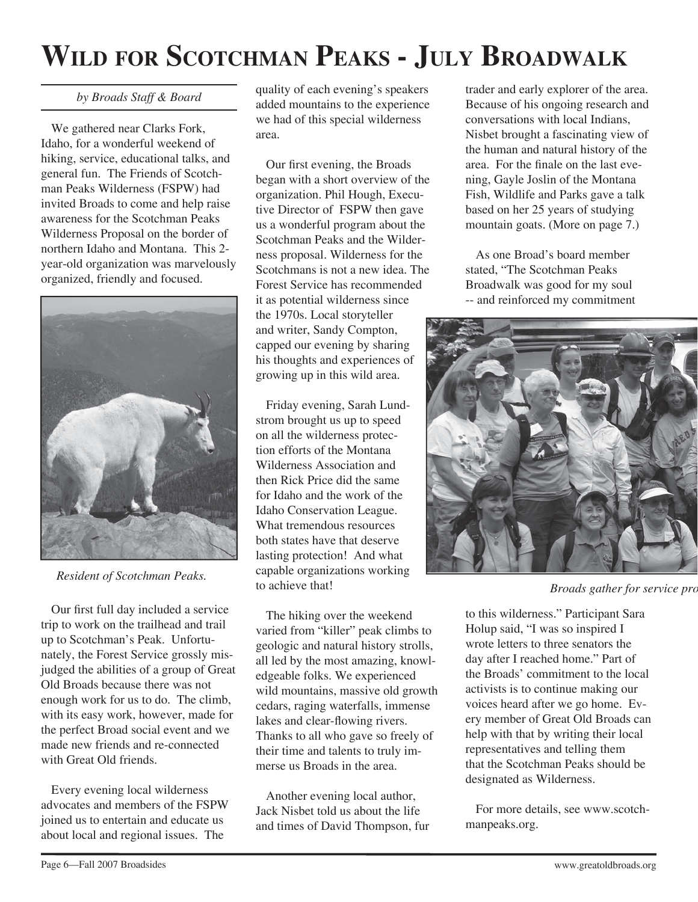# Wild for Scotchman Peaks - July Broadwalk

*by Broads Staff & Board*

We gathered near Clarks Fork, Idaho, for a wonderful weekend of hiking, service, educational talks, and general fun. The Friends of Scotchman Peaks Wilderness (FSPW) had invited Broads to come and help raise awareness for the Scotchman Peaks Wilderness Proposal on the border of northern Idaho and Montana. This 2-year-old organization was marvelously organized, friendly and focused.

*Resident of Scotchman Peaks.*

Our first full day included a service trip to work on the trailhead and trail up to Scotchman's Peak. Unfortunately, the Forest Service grossly misjudged the abilities of a group of Great Old Broads because there was not enough work for us to do. The climb, with its easy work, however, made for the perfect Broad social event and we made new friends and re-connected with Great Old friends.

Every evening local wilderness advocates and members of the FSPW joined us to entertain and educate us about local and regional issues. The quality of each evening's speakers added mountains to the experience we had of this special wilderness area.

Our first evening, the Broads began with a short overview of the organization. Phil Hough, Executive Director of FSPW then gave us a wonderful program about the Scotchman Peaks and the Wilderness proposal. Wilderness for the Scotchmans is not a new idea. The Forest Service has recommended it as potential wilderness since the 1970s. Local storyteller and writer, Sandy Compton, capped our evening by sharing his thoughts and experiences of growing up in this wild area.

Friday evening, Sarah Lundstrom brought us up to speed on all the wilderness protection efforts of the Montana Wilderness Association and then Rick Price did the same for Idaho and the work of the Idaho Conservation League. What tremendous resources both states have that deserve lasting protection! And what capable organizations working to achieve that!

The hiking over the weekend varied from "killer" peak climbs to geologic and natural history strolls, all led by the most amazing, knowledgeable folks. We experienced wild mountains, massive old growth cedars, raging waterfalls, immense lakes and clear-flowing rivers. Thanks to all who gave so freely of their time and talents to truly immerse us Broads in the area.

Another evening local author, Jack Nisbet told us about the life and times of David Thompson, fur trader and early explorer of the area. Because of his ongoing research and conversations with local Indians, Nisbet brought a fascinating view of the human and natural history of the area. For the finale on the last evening, Gayle Joslin of the Montana Fish, Wildlife and Parks gave a talk based on her 25 years of studying mountain goats. (More on page 7.)

As one Broad's board member stated, "The Scotchman Peaks Broadwalk was good for my soul -- and reinforced my commitment to this wilderness." Participant Sara Holup said, "I was so inspired I wrote letters to three senators the day after I reached home." Part of the Broads' commitment to the local activists is to continue making our voices heard after we go home. Every member of Great Old Broads can help with that by writing their local representatives and telling them that the Scotchman Peaks should be designated as Wilderness.

*Broads gather for service pro*

For more details, see www.scotchmanpeaks.org.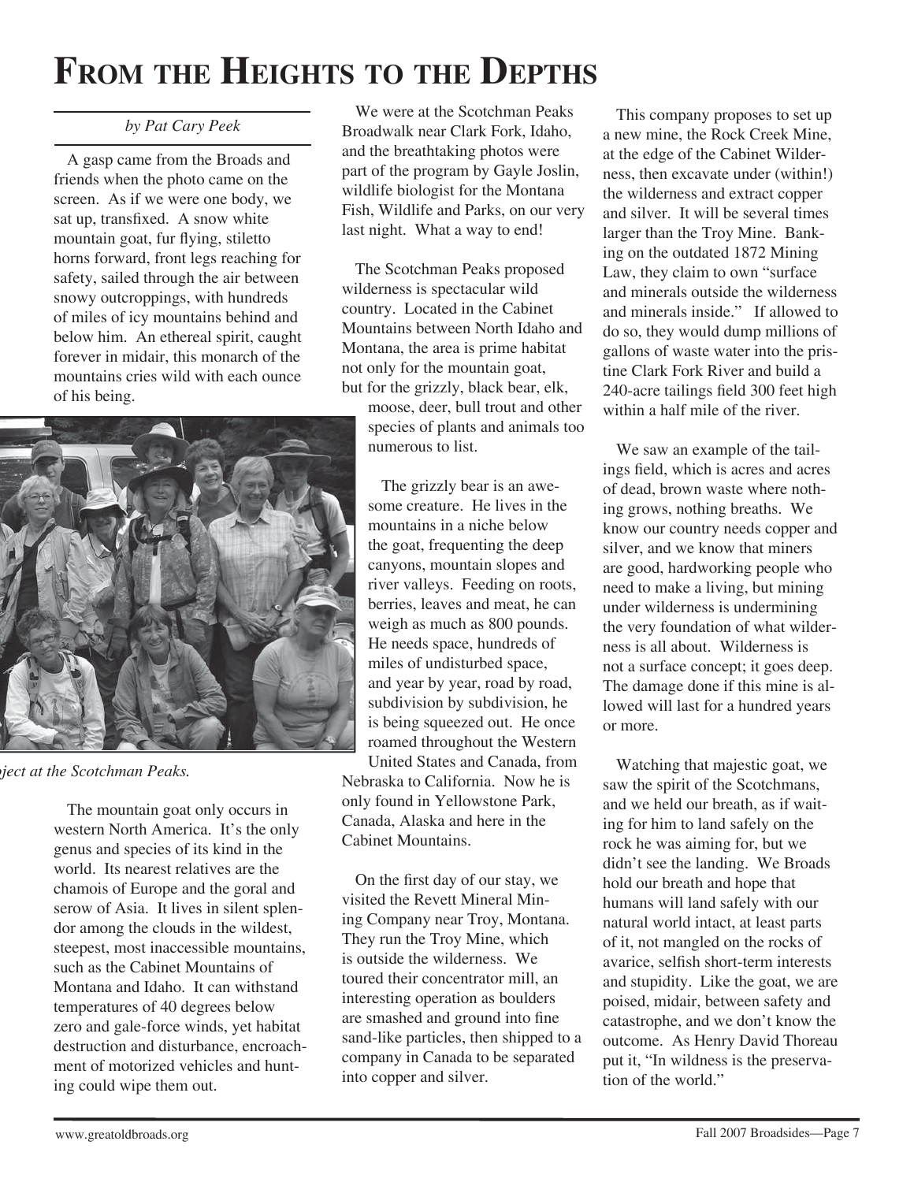# From the Heights to the Depths

*by Pat Cary Peek*

A gasp came from the Broads and friends when the photo came on the screen. As if we were one body, we sat up, transfixed. A snow white mountain goat, fur flying, stiletto horns forward, front legs reaching for safety, sailed through the air between snowy outcroppings, with hundreds of miles of icy mountains behind and below him. An ethereal spirit, caught forever in midair, this monarch of the mountains cries wild with each ounce of his being.

*ject at the Scotchman Peaks.*

The mountain goat only occurs in western North America. It's the only genus and species of its kind in the world. Its nearest relatives are the chamois of Europe and the goral and serow of Asia. It lives in silent splendor among the clouds in the wildest, steepest, most inaccessible mountains, such as the Cabinet Mountains of Montana and Idaho. It can withstand temperatures of 40 degrees below zero and gale-force winds, yet habitat destruction and disturbance, encroachment of motorized vehicles and hunting could wipe them out.

We were at the Scotchman Peaks Broadwalk near Clark Fork, Idaho, and the breathtaking photos were part of the program by Gayle Joslin, wildlife biologist for the Montana Fish, Wildlife and Parks, on our very last night. What a way to end!

The Scotchman Peaks proposed wilderness is spectacular wild country. Located in the Cabinet Mountains between North Idaho and Montana, the area is prime habitat not only for the mountain goat, but for the grizzly, black bear, elk, moose, deer, bull trout and other species of plants and animals too numerous to list.

The grizzly bear is an awesome creature. He lives in the mountains in a niche below the goat, frequenting the deep canyons, mountain slopes and river valleys. Feeding on roots, berries, leaves and meat, he can weigh as much as 800 pounds. He needs space, hundreds of miles of undisturbed space, and year by year, road by road, subdivision by subdivision, he is being squeezed out. He once roamed throughout the Western United States and Canada, from Nebraska to California. Now he is only found in Yellowstone Park, Canada, Alaska and here in the Cabinet Mountains.

On the first day of our stay, we visited the Revett Mineral Mining Company near Troy, Montana. They run the Troy Mine, which is outside the wilderness. We toured their concentrator mill, an interesting operation as boulders are smashed and ground into fine sand-like particles, then shipped to a company in Canada to be separated into copper and silver.

This company proposes to set up a new mine, the Rock Creek Mine, at the edge of the Cabinet Wilderness, then excavate under (within!) the wilderness and extract copper and silver. It will be several times larger than the Troy Mine. Banking on the outdated 1872 Mining Law, they claim to own "surface and minerals outside the wilderness and minerals inside." If allowed to do so, they would dump millions of gallons of waste water into the pristine Clark Fork River and build a 240-acre tailings field 300 feet high within a half mile of the river.

We saw an example of the tailings field, which is acres and acres of dead, brown waste where nothing grows, nothing breaths. We know our country needs copper and silver, and we know that miners are good, hardworking people who need to make a living, but mining under wilderness is undermining the very foundation of what wilderness is all about. Wilderness is not a surface concept; it goes deep. The damage done if this mine is allowed will last for a hundred years or more.

Watching that majestic goat, we saw the spirit of the Scotchmans, and we held our breath, as if waiting for him to land safely on the rock he was aiming for, but we didn't see the landing. We Broads hold our breath and hope that humans will land safely with our natural world intact, at least parts of it, not mangled on the rocks of avarice, selfish short-term interests and stupidity. Like the goat, we are poised, midair, between safety and catastrophe, and we don't know the outcome. As Henry David Thoreau put it, "In wildness is the preservation of the world."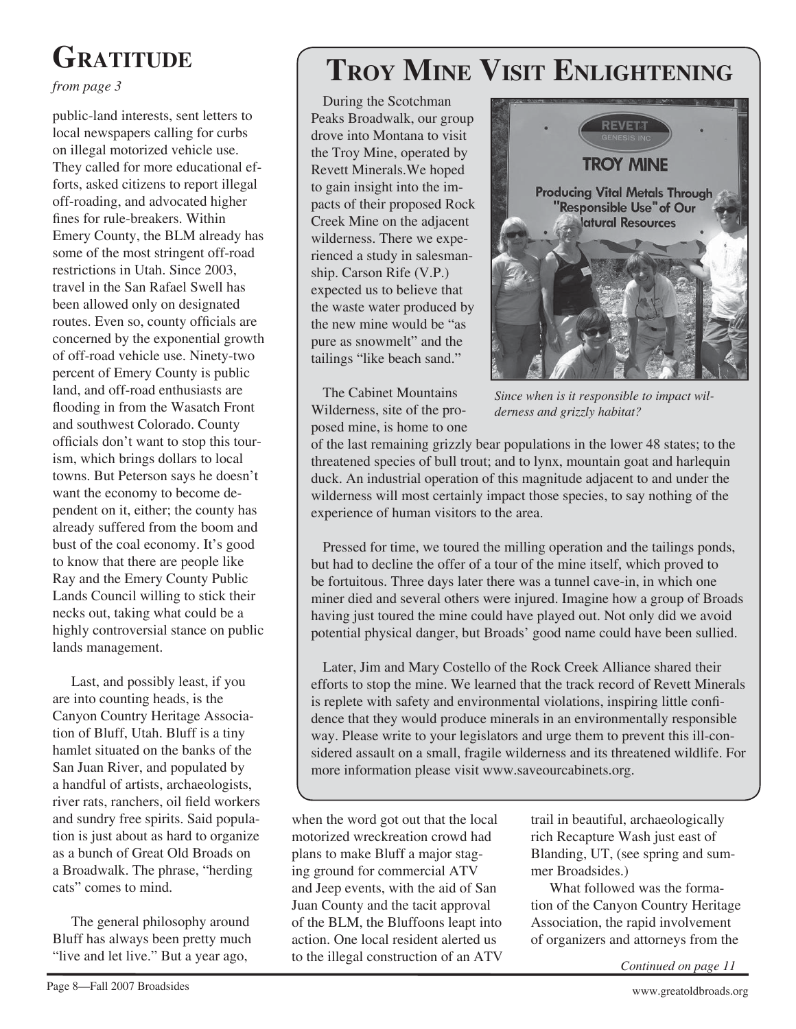# Gratitude

*from page 3*

public-land interests, sent letters to local newspapers calling for curbs on illegal motorized vehicle use. They called for more educational efforts, asked citizens to report illegal off-roading, and advocated higher fines for rule-breakers. Within Emery County, the BLM already has some of the most stringent off-road restrictions in Utah. Since 2003, travel in the San Rafael Swell has been allowed only on designated routes. Even so, county officials are concerned by the exponential growth of off-road vehicle use. Ninety-two percent of Emery County is public land, and off-road enthusiasts are flooding in from the Wasatch Front and southwest Colorado. County officials don't want to stop this tourism, which brings dollars to local towns. But Peterson says he doesn't want the economy to become dependent on it, either; the county has already suffered from the boom and bust of the coal economy. It's good to know that there are people like Ray and the Emery County Public Lands Council willing to stick their necks out, taking what could be a highly controversial stance on public lands management.

Last, and possibly least, if you are into counting heads, is the Canyon Country Heritage Association of Bluff, Utah. Bluff is a tiny hamlet situated on the banks of the San Juan River, and populated by a handful of artists, archaeologists, river rats, ranchers, oil field workers and sundry free spirits. Said population is just about as hard to organize as a bunch of Great Old Broads on a Broadwalk. The phrase, "herding cats" comes to mind.

The general philosophy around Bluff has always been pretty much "live and let live." But a year ago, when the word got out that the local motorized wreckreation crowd had plans to make Bluff a major staging ground for commercial ATV and Jeep events, with the aid of San Juan County and the tacit approval of the BLM, the Bluffoons leapt into action. One local resident alerted us to the illegal construction of an ATV trail in beautiful, archaeologically rich Recapture Wash just east of Blanding, UT, (see spring and summer Broadsides.)

What followed was the formation of the Canyon Country Heritage Association, the rapid involvement of organizers and attorneys from the

*Continued on page 11*

# Troy Mine Visit Enlightening

During the Scotchman Peaks Broadwalk, our group drove into Montana to visit the Troy Mine, operated by Revett Minerals.We hoped to gain insight into the impacts of their proposed Rock Creek Mine on the adjacent wilderness. There we experienced a study in salesmanship. Carson Rife (V.P.) expected us to believe that the waste water produced by the new mine would be "as pure as snowmelt" and the tailings "like beach sand."

*Since when is it responsible to impact wilderness and grizzly habitat?*

The Cabinet Mountains Wilderness, site of the proposed mine, is home to one of the last remaining grizzly bear populations in the lower 48 states; to the threatened species of bull trout; and to lynx, mountain goat and harlequin duck. An industrial operation of this magnitude adjacent to and under the wilderness will most certainly impact those species, to say nothing of the experience of human visitors to the area.

Pressed for time, we toured the milling operation and the tailings ponds, but had to decline the offer of a tour of the mine itself, which proved to be fortuitous. Three days later there was a tunnel cave-in, in which one miner died and several others were injured. Imagine how a group of Broads having just toured the mine could have played out. Not only did we avoid potential physical danger, but Broads' good name could have been sullied.

Later, Jim and Mary Costello of the Rock Creek Alliance shared their efforts to stop the mine. We learned that the track record of Revett Minerals is replete with safety and environmental violations, inspiring little confidence that they would produce minerals in an environmentally responsible way. Please write to your legislators and urge them to prevent this ill-considered assault on a small, fragile wilderness and its threatened wildlife. For more information please visit www.saveourcabinets.org.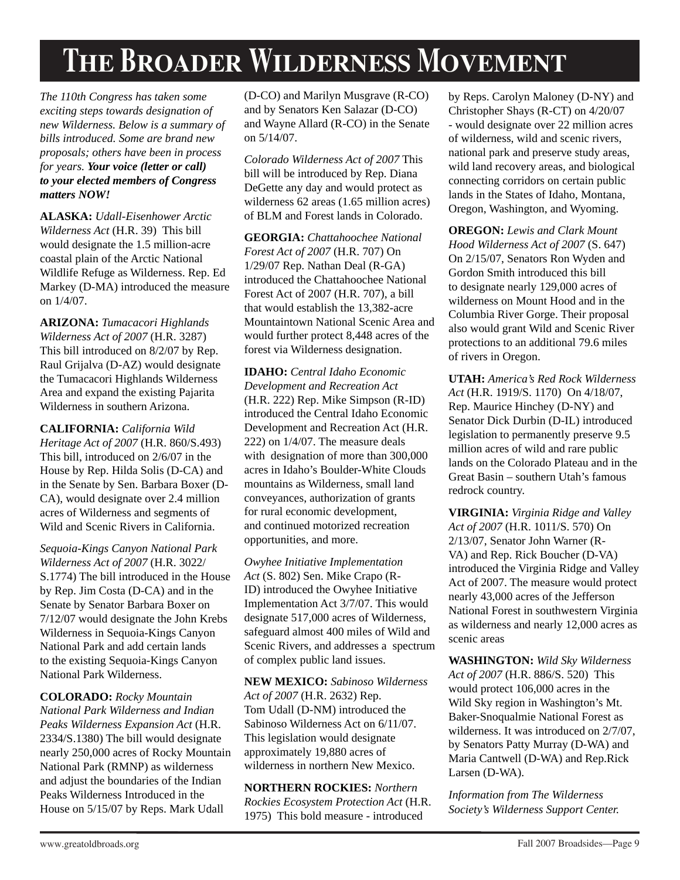# The Broader Wilderness Movement

*The 110th Congress has taken some exciting steps towards designation of new Wilderness. Below is a summary of bills introduced. Some are brand new proposals; others have been in process for years.* ***Your voice (letter or call) to your elected members of Congress matters NOW!***

**ALASKA:** *Udall-Eisenhower Arctic Wilderness Act* (H.R. 39) This bill would designate the 1.5 million-acre coastal plain of the Arctic National Wildlife Refuge as Wilderness. Rep. Ed Markey (D-MA) introduced the measure on 1/4/07.

**ARIZONA:** *Tumacacori Highlands Wilderness Act of 2007* (H.R. 3287) This bill introduced on 8/2/07 by Rep. Raul Grijalva (D-AZ) would designate the Tumacacori Highlands Wilderness Area and expand the existing Pajarita Wilderness in southern Arizona.

**CALIFORNIA:** *California Wild Heritage Act of 2007* (H.R. 860/S.493) This bill, introduced on 2/6/07 in the House by Rep. Hilda Solis (D-CA) and in the Senate by Sen. Barbara Boxer (D-CA), would designate over 2.4 million acres of Wilderness and segments of Wild and Scenic Rivers in California.

*Sequoia-Kings Canyon National Park Wilderness Act of 2007* (H.R. 3022/ S.1774) The bill introduced in the House by Rep. Jim Costa (D-CA) and in the Senate by Senator Barbara Boxer on 7/12/07 would designate the John Krebs Wilderness in Sequoia-Kings Canyon National Park and add certain lands to the existing Sequoia-Kings Canyon National Park Wilderness.

**COLORADO:** *Rocky Mountain National Park Wilderness and Indian Peaks Wilderness Expansion Act* (H.R. 2334/S.1380) The bill would designate nearly 250,000 acres of Rocky Mountain National Park (RMNP) as wilderness and adjust the boundaries of the Indian Peaks Wilderness Introduced in the House on 5/15/07 by Reps. Mark Udall (D-CO) and Marilyn Musgrave (R-CO) and by Senators Ken Salazar (D-CO) and Wayne Allard (R-CO) in the Senate on 5/14/07.

*Colorado Wilderness Act of 2007* This bill will be introduced by Rep. Diana DeGette any day and would protect as wilderness 62 areas (1.65 million acres) of BLM and Forest lands in Colorado.

**GEORGIA:** *Chattahoochee National Forest Act of 2007* (H.R. 707) On 1/29/07 Rep. Nathan Deal (R-GA) introduced the Chattahoochee National Forest Act of 2007 (H.R. 707), a bill that would establish the 13,382-acre Mountaintown National Scenic Area and would further protect 8,448 acres of the forest via Wilderness designation.

**IDAHO:** *Central Idaho Economic Development and Recreation Act* (H.R. 222) Rep. Mike Simpson (R-ID) introduced the Central Idaho Economic Development and Recreation Act (H.R. 222) on 1/4/07. The measure deals with designation of more than 300,000 acres in Idaho's Boulder-White Clouds mountains as Wilderness, small land conveyances, authorization of grants for rural economic development, and continued motorized recreation opportunities, and more.

*Owyhee Initiative Implementation Act* (S. 802) Sen. Mike Crapo (R-ID) introduced the Owyhee Initiative Implementation Act 3/7/07. This would designate 517,000 acres of Wilderness, safeguard almost 400 miles of Wild and Scenic Rivers, and addresses a spectrum of complex public land issues.

**NEW MEXICO:** *Sabinoso Wilderness Act of 2007* (H.R. 2632) Rep. Tom Udall (D-NM) introduced the Sabinoso Wilderness Act on 6/11/07. This legislation would designate approximately 19,880 acres of wilderness in northern New Mexico.

**NORTHERN ROCKIES:** *Northern Rockies Ecosystem Protection Act* (H.R. 1975) This bold measure - introduced by Reps. Carolyn Maloney (D-NY) and Christopher Shays (R-CT) on 4/20/07 - would designate over 22 million acres of wilderness, wild and scenic rivers, national park and preserve study areas, wild land recovery areas, and biological connecting corridors on certain public lands in the States of Idaho, Montana, Oregon, Washington, and Wyoming.

**OREGON:** *Lewis and Clark Mount Hood Wilderness Act of 2007* (S. 647) On 2/15/07, Senators Ron Wyden and Gordon Smith introduced this bill to designate nearly 129,000 acres of wilderness on Mount Hood and in the Columbia River Gorge. Their proposal also would grant Wild and Scenic River protections to an additional 79.6 miles of rivers in Oregon.

**UTAH:** *America's Red Rock Wilderness Act* (H.R. 1919/S. 1170) On 4/18/07, Rep. Maurice Hinchey (D-NY) and Senator Dick Durbin (D-IL) introduced legislation to permanently preserve 9.5 million acres of wild and rare public lands on the Colorado Plateau and in the Great Basin – southern Utah's famous redrock country.

**VIRGINIA:** *Virginia Ridge and Valley Act of 2007* (H.R. 1011/S. 570) On 2/13/07, Senator John Warner (R-VA) and Rep. Rick Boucher (D-VA) introduced the Virginia Ridge and Valley Act of 2007. The measure would protect nearly 43,000 acres of the Jefferson National Forest in southwestern Virginia as wilderness and nearly 12,000 acres as scenic areas

**WASHINGTON:** *Wild Sky Wilderness Act of 2007* (H.R. 886/S. 520) This would protect 106,000 acres in the Wild Sky region in Washington's Mt. Baker-Snoqualmie National Forest as wilderness. It was introduced on 2/7/07, by Senators Patty Murray (D-WA) and Maria Cantwell (D-WA) and Rep.Rick Larsen (D-WA).

*Information from The Wilderness Society's Wilderness Support Center.*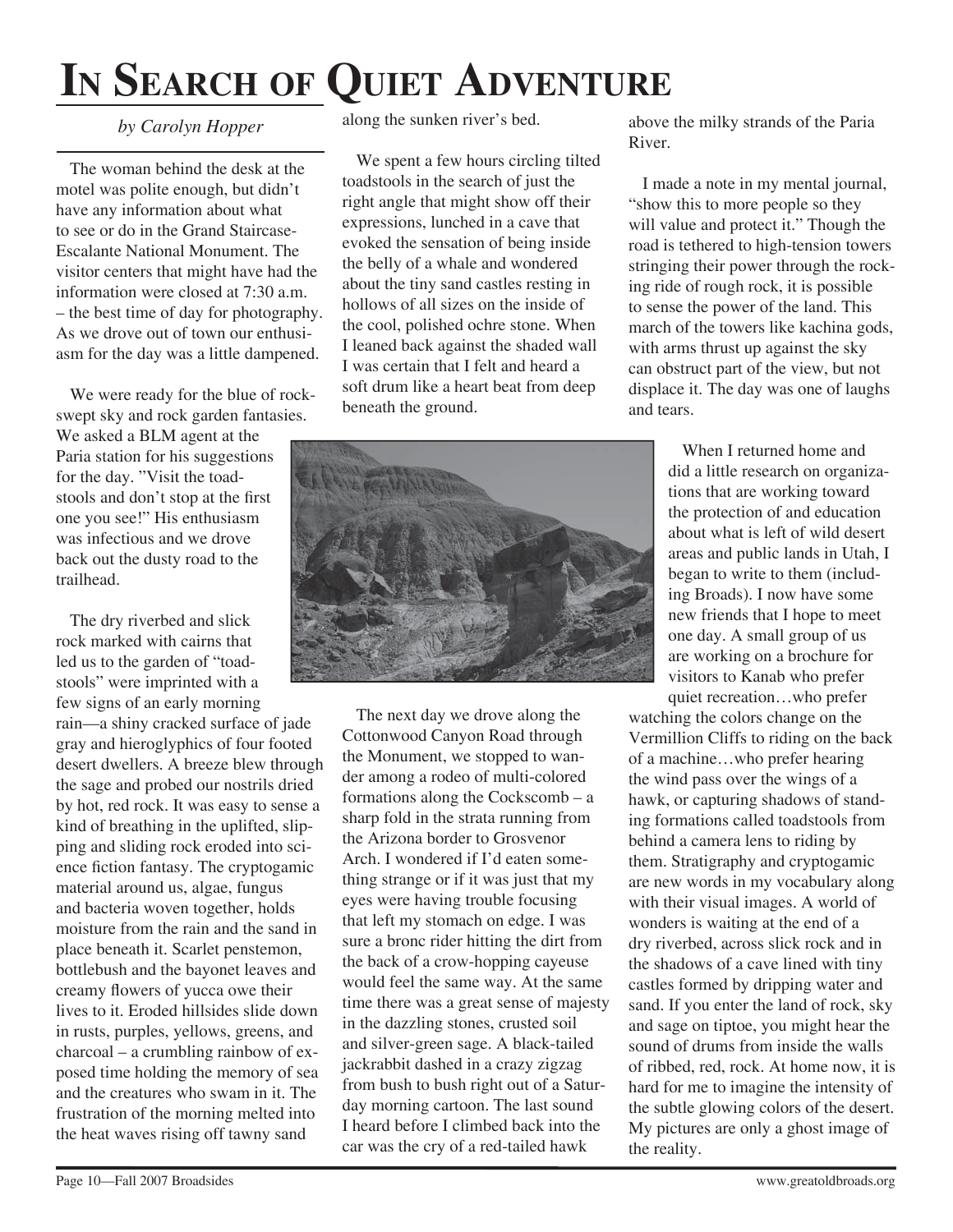# In Search of Quiet Adventure

*by Carolyn Hopper*

The woman behind the desk at the motel was polite enough, but didn't have any information about what to see or do in the Grand Staircase-Escalante National Monument. The visitor centers that might have had the information were closed at 7:30 a.m. – the best time of day for photography. As we drove out of town our enthusiasm for the day was a little dampened.

We were ready for the blue of rock-swept sky and rock garden fantasies. We asked a BLM agent at the Paria station for his suggestions for the day. "Visit the toadstools and don't stop at the first one you see!" His enthusiasm was infectious and we drove back out the dusty road to the trailhead.

The dry riverbed and slick rock marked with cairns that led us to the garden of "toadstools" were imprinted with a few signs of an early morning rain—a shiny cracked surface of jade gray and hieroglyphics of four footed desert dwellers. A breeze blew through the sage and probed our nostrils dried by hot, red rock. It was easy to sense a kind of breathing in the uplifted, slipping and sliding rock eroded into science fiction fantasy. The cryptogamic material around us, algae, fungus and bacteria woven together, holds moisture from the rain and the sand in place beneath it. Scarlet penstemon, bottlebush and the bayonet leaves and creamy flowers of yucca owe their lives to it. Eroded hillsides slide down in rusts, purples, yellows, greens, and charcoal – a crumbling rainbow of exposed time holding the memory of sea and the creatures who swam in it. The frustration of the morning melted into the heat waves rising off tawny sand along the sunken river's bed.

We spent a few hours circling tilted toadstools in the search of just the right angle that might show off their expressions, lunched in a cave that evoked the sensation of being inside the belly of a whale and wondered about the tiny sand castles resting in hollows of all sizes on the inside of the cool, polished ochre stone. When I leaned back against the shaded wall I was certain that I felt and heard a soft drum like a heart beat from deep beneath the ground.

The next day we drove along the Cottonwood Canyon Road through the Monument, we stopped to wander among a rodeo of multi-colored formations along the Cockscomb – a sharp fold in the strata running from the Arizona border to Grosvenor Arch. I wondered if I'd eaten something strange or if it was just that my eyes were having trouble focusing that left my stomach on edge. I was sure a bronc rider hitting the dirt from the back of a crow-hopping cayeuse would feel the same way. At the same time there was a great sense of majesty in the dazzling stones, crusted soil and silver-green sage. A black-tailed jackrabbit dashed in a crazy zigzag from bush to bush right out of a Saturday morning cartoon. The last sound I heard before I climbed back into the car was the cry of a red-tailed hawk above the milky strands of the Paria River.

I made a note in my mental journal, "show this to more people so they will value and protect it." Though the road is tethered to high-tension towers stringing their power through the rocking ride of rough rock, it is possible to sense the power of the land. This march of the towers like kachina gods, with arms thrust up against the sky can obstruct part of the view, but not displace it. The day was one of laughs and tears.

When I returned home and did a little research on organizations that are working toward the protection of and education about what is left of wild desert areas and public lands in Utah, I began to write to them (including Broads). I now have some new friends that I hope to meet one day. A small group of us are working on a brochure for visitors to Kanab who prefer quiet recreation…who prefer watching the colors change on the Vermillion Cliffs to riding on the back of a machine…who prefer hearing the wind pass over the wings of a hawk, or capturing shadows of standing formations called toadstools from behind a camera lens to riding by them. Stratigraphy and cryptogamic are new words in my vocabulary along with their visual images. A world of wonders is waiting at the end of a dry riverbed, across slick rock and in the shadows of a cave lined with tiny castles formed by dripping water and sand. If you enter the land of rock, sky and sage on tiptoe, you might hear the sound of drums from inside the walls of ribbed, red, rock. At home now, it is hard for me to imagine the intensity of the subtle glowing colors of the desert. My pictures are only a ghost image of the reality.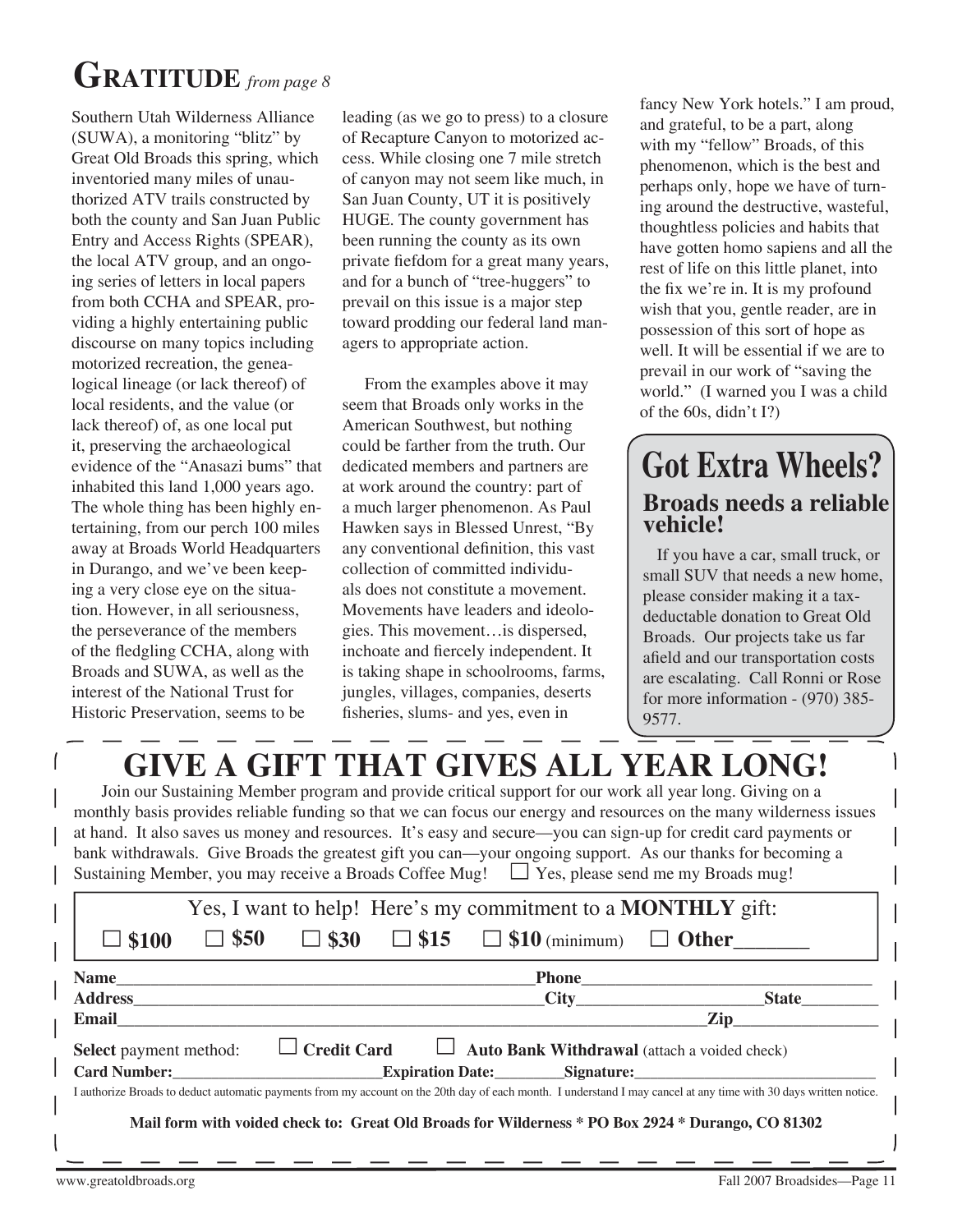# GRATITUDE *from page 8*

Southern Utah Wilderness Alliance (SUWA), a monitoring "blitz" by Great Old Broads this spring, which inventoried many miles of unauthorized ATV trails constructed by both the county and San Juan Public Entry and Access Rights (SPEAR), the local ATV group, and an ongoing series of letters in local papers from both CCHA and SPEAR, providing a highly entertaining public discourse on many topics including motorized recreation, the genealogical lineage (or lack thereof) of local residents, and the value (or lack thereof) of, as one local put it, preserving the archaeological evidence of the "Anasazi bums" that inhabited this land 1,000 years ago. The whole thing has been highly entertaining, from our perch 100 miles away at Broads World Headquarters in Durango, and we've been keeping a very close eye on the situation. However, in all seriousness, the perseverance of the members of the fledgling CCHA, along with Broads and SUWA, as well as the interest of the National Trust for Historic Preservation, seems to be leading (as we go to press) to a closure of Recapture Canyon to motorized access. While closing one 7 mile stretch of canyon may not seem like much, in San Juan County, UT it is positively HUGE. The county government has been running the county as its own private fiefdom for a great many years, and for a bunch of "tree-huggers" to prevail on this issue is a major step toward prodding our federal land managers to appropriate action.

From the examples above it may seem that Broads only works in the American Southwest, but nothing could be farther from the truth. Our dedicated members and partners are at work around the country: part of a much larger phenomenon. As Paul Hawken says in Blessed Unrest, "By any conventional definition, this vast collection of committed individuals does not constitute a movement. Movements have leaders and ideologies. This movement…is dispersed, inchoate and fiercely independent. It is taking shape in schoolrooms, farms, jungles, villages, companies, deserts fisheries, slums- and yes, even in fancy New York hotels." I am proud, and grateful, to be a part, along with my "fellow" Broads, of this phenomenon, which is the best and perhaps only, hope we have of turning around the destructive, wasteful, thoughtless policies and habits that have gotten homo sapiens and all the rest of life on this little planet, into the fix we're in. It is my profound wish that you, gentle reader, are in possession of this sort of hope as well. It will be essential if we are to prevail in our work of "saving the world." (I warned you I was a child of the 60s, didn't I?)

## Got Extra Wheels?

### Broads needs a reliable vehicle!

If you have a car, small truck, or small SUV that needs a new home, please consider making it a tax-deductable donation to Great Old Broads. Our projects take us far afield and our transportation costs are escalating. Call Ronni or Rose for more information - (970) 385-9577.

# GIVE A GIFT THAT GIVES ALL YEAR LONG!

Join our Sustaining Member program and provide critical support for our work all year long. Giving on a monthly basis provides reliable funding so that we can focus our energy and resources on the many wilderness issues at hand. It also saves us money and resources. It's easy and secure—you can sign-up for credit card payments or bank withdrawals. Give Broads the greatest gift you can—your ongoing support. As our thanks for becoming a Sustaining Member, you may receive a Broads Coffee Mug! ☐ Yes, please send me my Broads mug!

Yes, I want to help! Here's my commitment to a **MONTHLY** gift:

☐ **$100** ☐ **$50** ☐ **$30** ☐ **$15** ☐ **$10** (minimum) ☐ **Other\_\_\_\_\_\_\_**

**Name**\_\_\_\_\_\_\_\_\_\_\_\_\_\_\_\_\_\_\_\_\_\_\_\_\_\_\_\_\_\_\_\_ **Phone**\_\_\_\_\_\_\_\_\_\_\_\_\_\_\_\_\_\_\_\_\_\_

**Address**\_\_\_\_\_\_\_\_\_\_\_\_\_\_\_\_\_\_\_\_\_\_\_\_\_\_\_\_\_\_\_\_ **City**\_\_\_\_\_\_\_\_\_\_\_\_\_\_ **State**\_\_\_\_\_\_

**Email**\_\_\_\_\_\_\_\_\_\_\_\_\_\_\_\_\_\_\_\_\_\_\_\_\_\_\_\_\_\_\_\_\_\_\_\_\_\_\_\_\_\_\_\_\_\_ **Zip**\_\_\_\_\_\_\_\_\_\_

**Select** payment method: ☐ **Credit Card** ☐ **Auto Bank Withdrawal** (attach a voided check)

**Card Number:**\_\_\_\_\_\_\_\_\_\_\_\_\_\_\_\_\_\_ **Expiration Date:**\_\_\_\_\_\_\_ **Signature:**\_\_\_\_\_\_\_\_\_\_\_\_\_\_\_\_\_\_\_\_

I authorize Broads to deduct automatic payments from my account on the 20th day of each month. I understand I may cancel at any time with 30 days written notice.

**Mail form with voided check to: Great Old Broads for Wilderness * PO Box 2924 * Durango, CO 81302**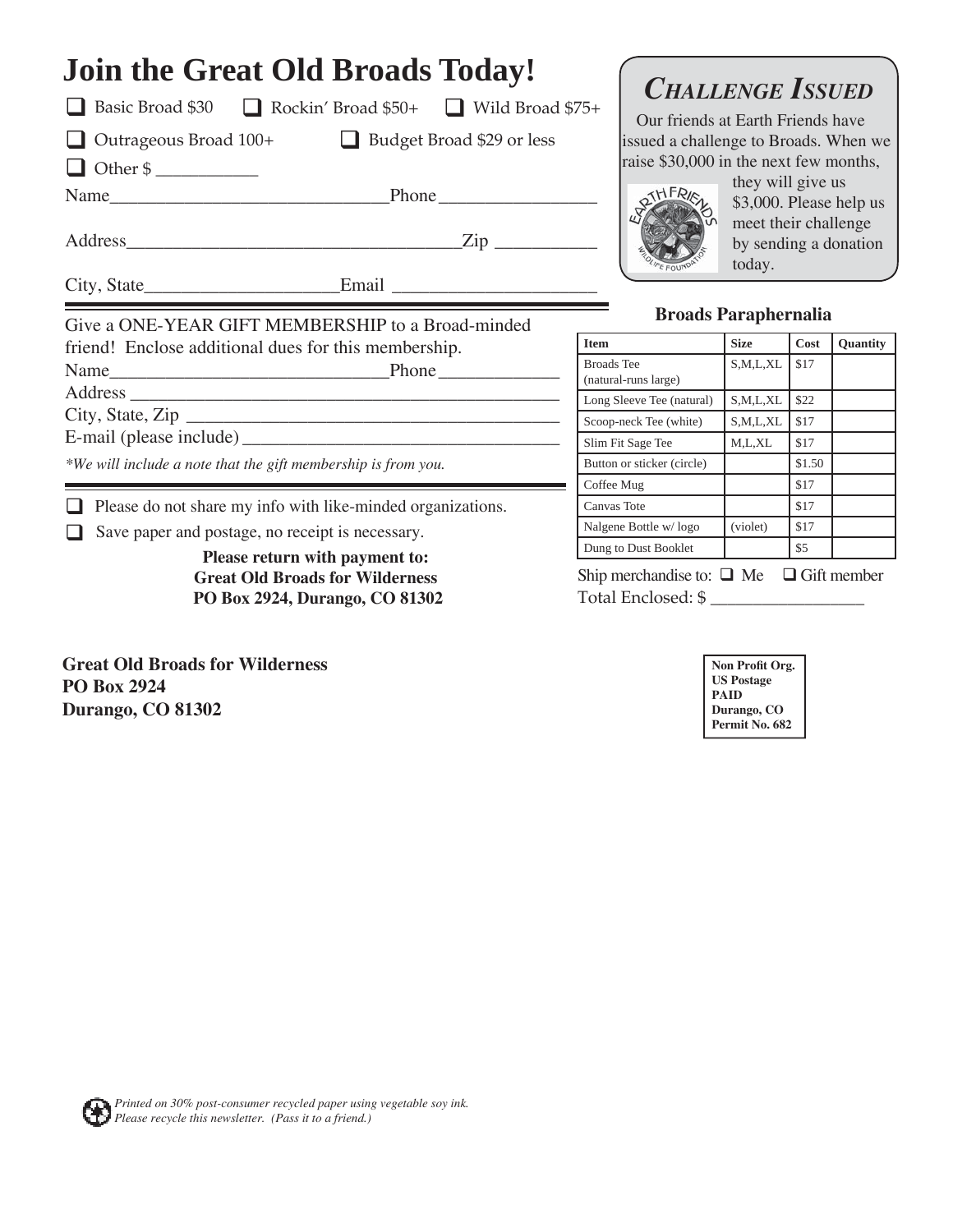# Join the Great Old Broads Today!

❑ Basic Broad $30 ❑ Rockin' Broad $50+ ❑ Wild Broad $75+

❑ Outrageous Broad 100+ ❑ Budget Broad $29 or less

❑ Other $ ___________

Name______________________________Phone________________

Address___________________________________Zip ___________

City, State____________________Email _____________________

Give a ONE-YEAR GIFT MEMBERSHIP to a Broad-minded friend! Enclose additional dues for this membership.

Name______________________________Phone_____________

Address _______________________________________________

City, State, Zip _________________________________________

E-mail (please include) ___________________________________

*We will include a note that the gift membership is from you.*

❑ Please do not share my info with like-minded organizations.

❑ Save paper and postage, no receipt is necessary.

**Please return with payment to:**
**Great Old Broads for Wilderness**
**PO Box 2924, Durango, CO 81302**

## *Challenge Issued*

Our friends at Earth Friends have issued a challenge to Broads. When we raise $30,000 in the next few months, they will give us $3,000. Please help us meet their challenge by sending a donation today.

### Broads Paraphernalia

| Item | Size | Cost | Quantity |
|---|---|---|---|
| Broads Tee (natural-runs large) | S,M,L,XL | $17 | |
| Long Sleeve Tee (natural) | S,M,L,XL | $22 | |
| Scoop-neck Tee (white) | S,M,L,XL | $17 | |
| Slim Fit Sage Tee | M,L,XL | $17 | |
| Button or sticker (circle) | | $1.50 | |
| Coffee Mug | | $17 | |
| Canvas Tote | | $17 | |
| Nalgene Bottle w/ logo | (violet) | $17 | |
| Dung to Dust Booklet | | $5 | |

Ship merchandise to: ❑ Me ❑ Gift member

Total Enclosed: $ _________________

**Great Old Broads for Wilderness**
**PO Box 2924**
**Durango, CO 81302**

**Non Profit Org.**
**US Postage**
**PAID**
**Durango, CO**
**Permit No. 682**

*Printed on 30% post-consumer recycled paper using vegetable soy ink.*
*Please recycle this newsletter. (Pass it to a friend.)*